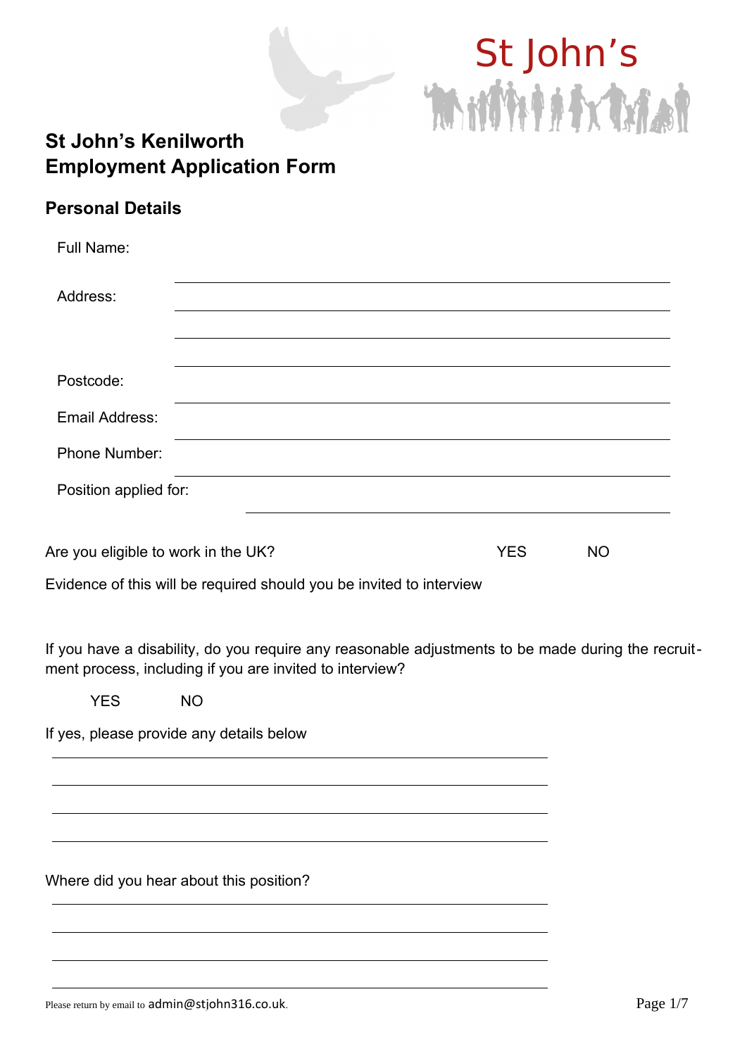St John's

# St John's Kenilworth
# Employment Application Form

## Personal Details

Full Name:

Address:

Postcode:

Email Address:

Phone Number:

Position applied for:

Are you eligible to work in the UK? YES NO

Evidence of this will be required should you be invited to interview

If you have a disability, do you require any reasonable adjustments to be made during the recruitment process, including if you are invited to interview?

YES NO

If yes, please provide any details below

Where did you hear about this position?

Please return by email to admin@stjohn316.co.uk.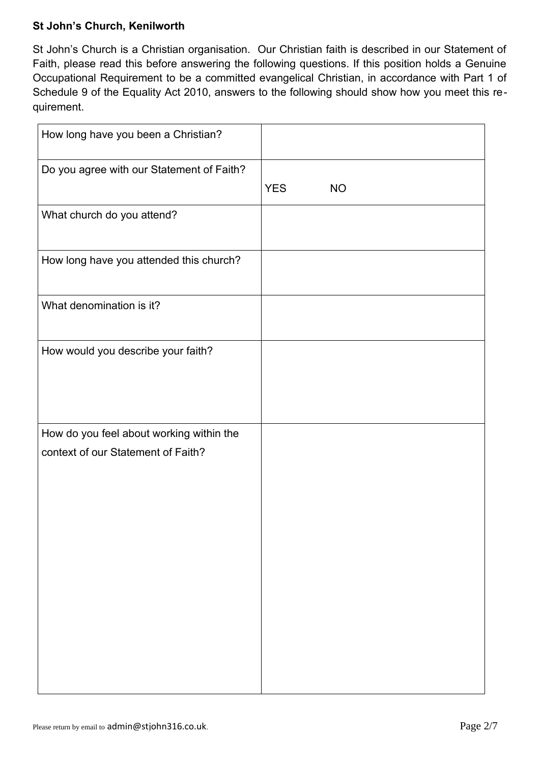**St John's Church, Kenilworth**

St John's Church is a Christian organisation. Our Christian faith is described in our Statement of Faith, please read this before answering the following questions. If this position holds a Genuine Occupational Requirement to be a committed evangelical Christian, in accordance with Part 1 of Schedule 9 of the Equality Act 2010, answers to the following should show how you meet this requirement.

| | |
|---|---|
| How long have you been a Christian? | |
| Do you agree with our Statement of Faith? | YES NO |
| What church do you attend? | |
| How long have you attended this church? | |
| What denomination is it? | |
| How would you describe your faith? | |
| How do you feel about working within the context of our Statement of Faith? | |

Please return by email to admin@stjohn316.co.uk.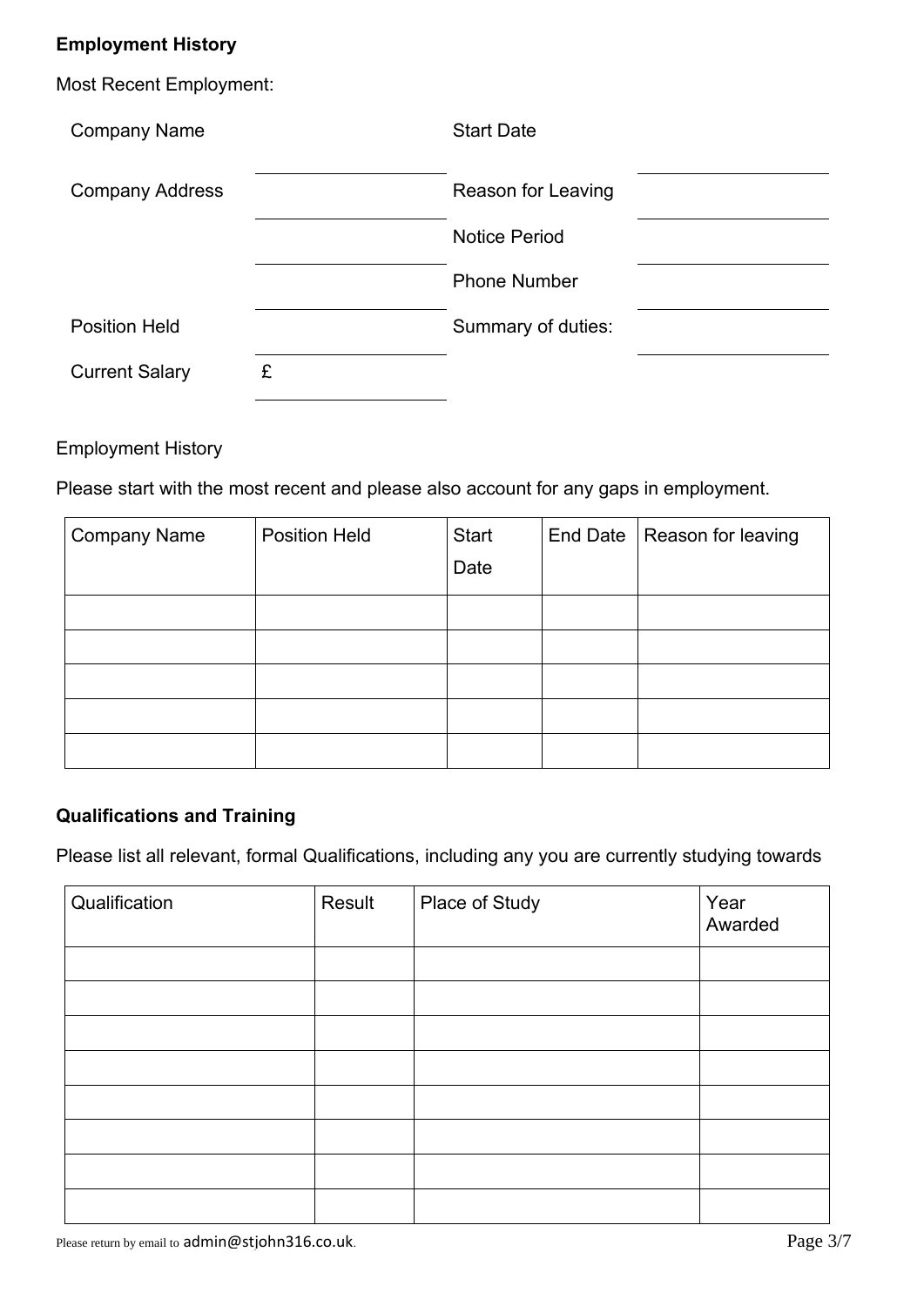**Employment History**

Most Recent Employment:

| | | | |
|---|---|---|---|
| Company Name | | Start Date | |
| Company Address | | Reason for Leaving | |
| | | Notice Period | |
| | | Phone Number | |
| Position Held | | Summary of duties: | |
| Current Salary | £ | | |

Employment History

Please start with the most recent and please also account for any gaps in employment.

| Company Name | Position Held | Start Date | End Date | Reason for leaving |
|---|---|---|---|---|
| | | | | |
| | | | | |
| | | | | |
| | | | | |
| | | | | |

**Qualifications and Training**

Please list all relevant, formal Qualifications, including any you are currently studying towards

| Qualification | Result | Place of Study | Year Awarded |
|---|---|---|---|
| | | | |
| | | | |
| | | | |
| | | | |
| | | | |
| | | | |
| | | | |
| | | | |

Please return by email to admin@stjohn316.co.uk.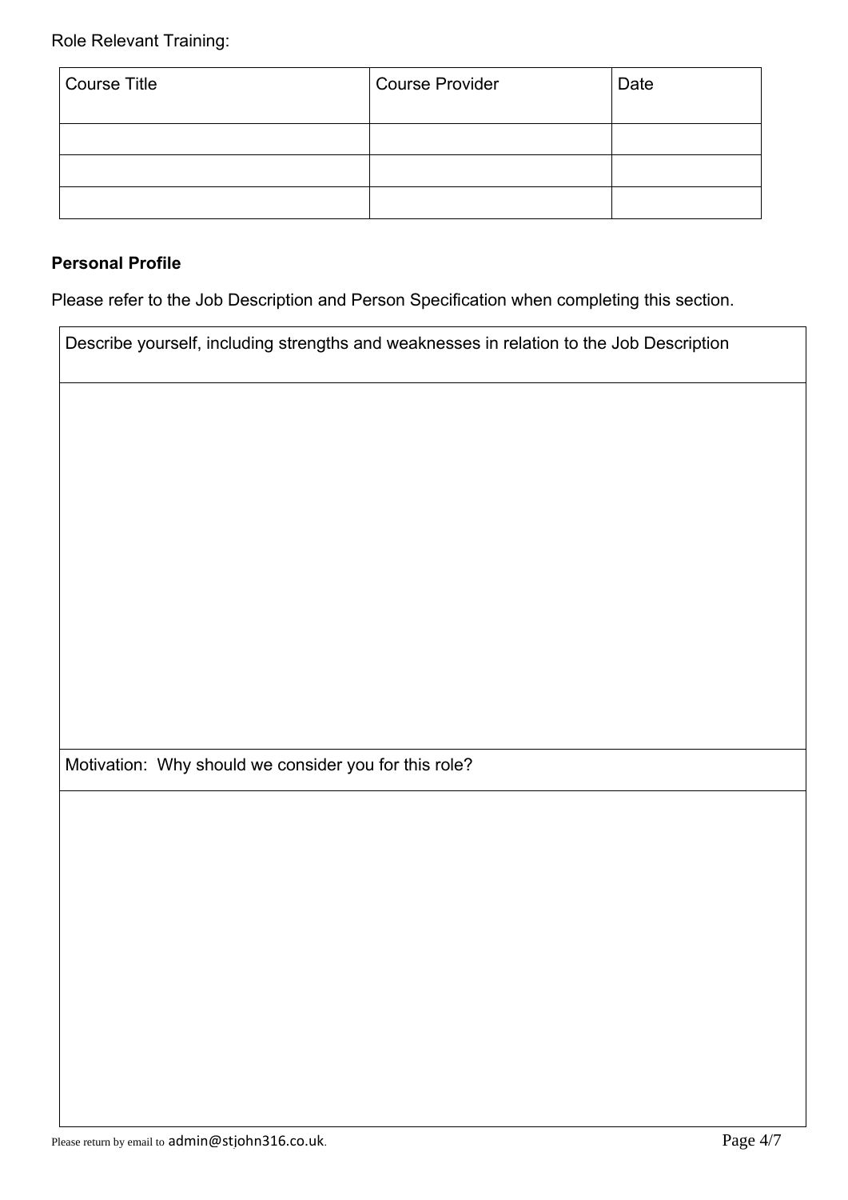Role Relevant Training:

| Course Title | Course Provider | Date |
|---|---|---|
| | | |
| | | |
| | | |

**Personal Profile**

Please refer to the Job Description and Person Specification when completing this section.

| Describe yourself, including strengths and weaknesses in relation to the Job Description |
|---|
| |
| Motivation: Why should we consider you for this role? |
| |

Please return by email to admin@stjohn316.co.uk.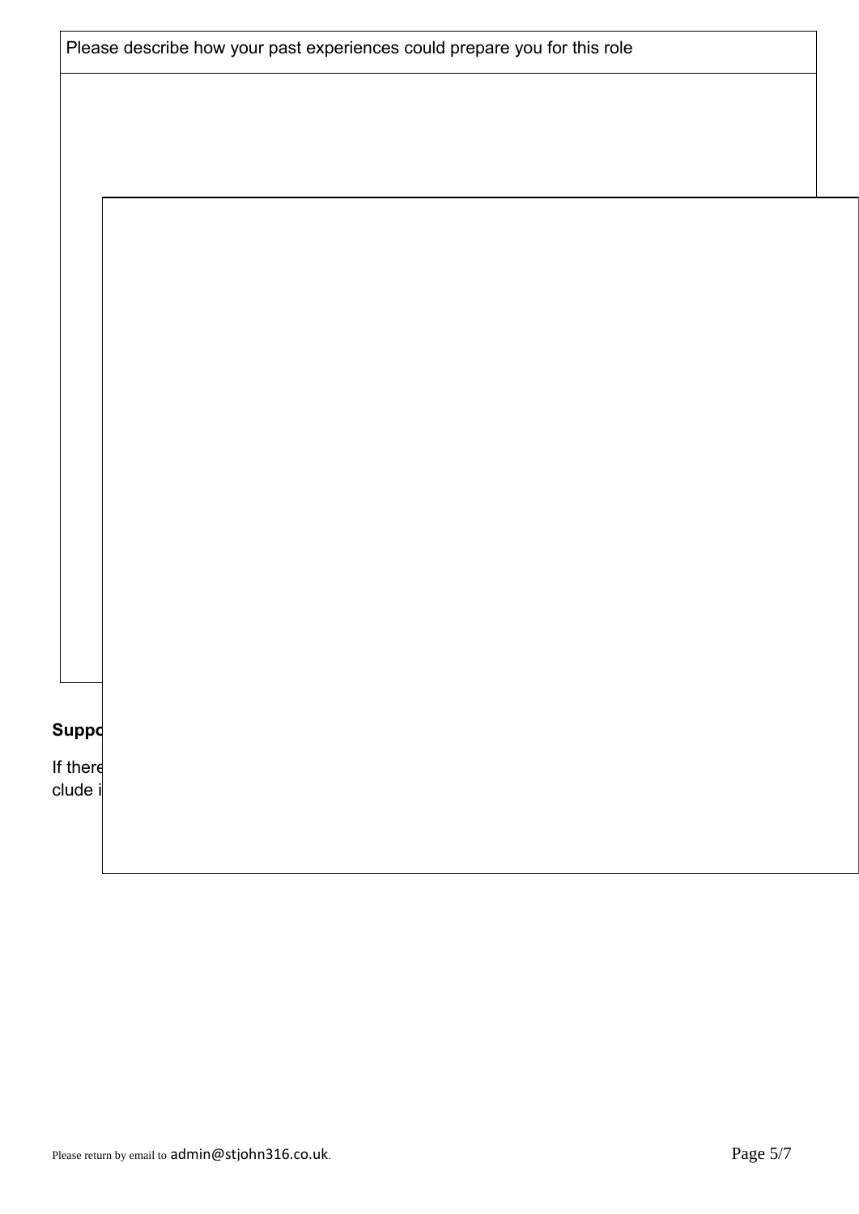| Please describe how your past experiences could prepare you for this role |
| --- |
| |

**Suppo**

If there
clude i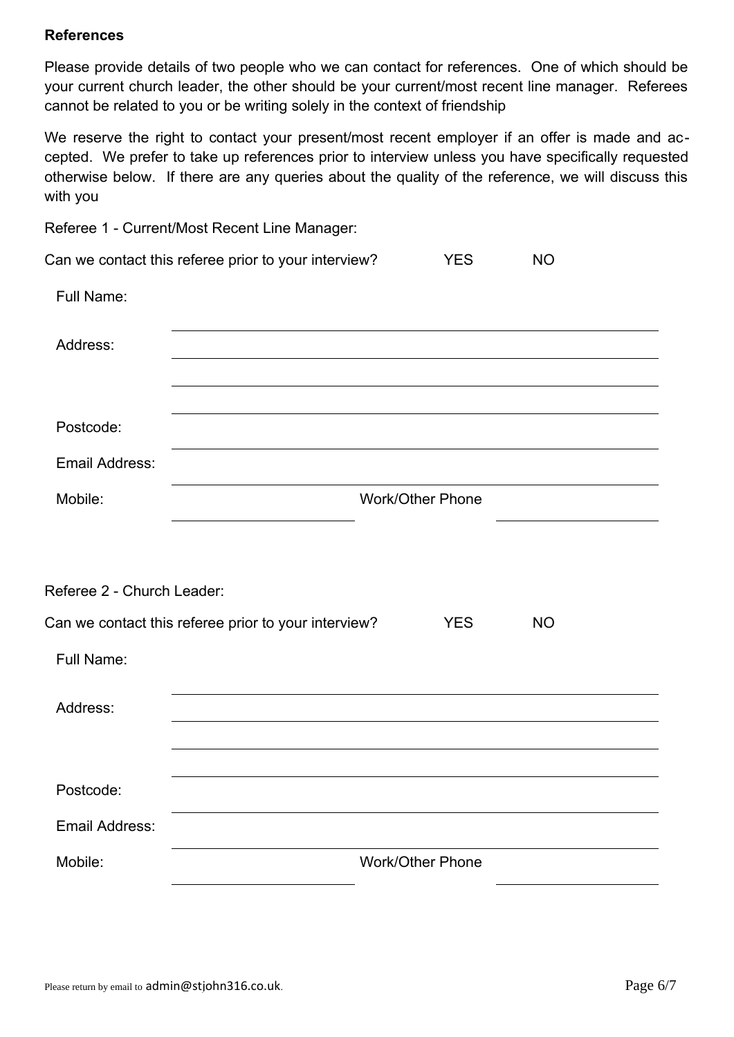**References**

Please provide details of two people who we can contact for references. One of which should be your current church leader, the other should be your current/most recent line manager. Referees cannot be related to you or be writing solely in the context of friendship

We reserve the right to contact your present/most recent employer if an offer is made and accepted. We prefer to take up references prior to interview unless you have specifically requested otherwise below. If there are any queries about the quality of the reference, we will discuss this with you

Referee 1 - Current/Most Recent Line Manager:

Can we contact this referee prior to your interview? YES NO

Full Name: ______________________________

Address: ______________________________

______________________________

______________________________

Postcode: ______________________________

Email Address: ______________________________

Mobile: ______________ Work/Other Phone ______________

Referee 2 - Church Leader:

Can we contact this referee prior to your interview? YES NO

Full Name: ______________________________

Address: ______________________________

______________________________

______________________________

Postcode: ______________________________

Email Address: ______________________________

Mobile: ______________ Work/Other Phone ______________

Please return by email to admin@stjohn316.co.uk.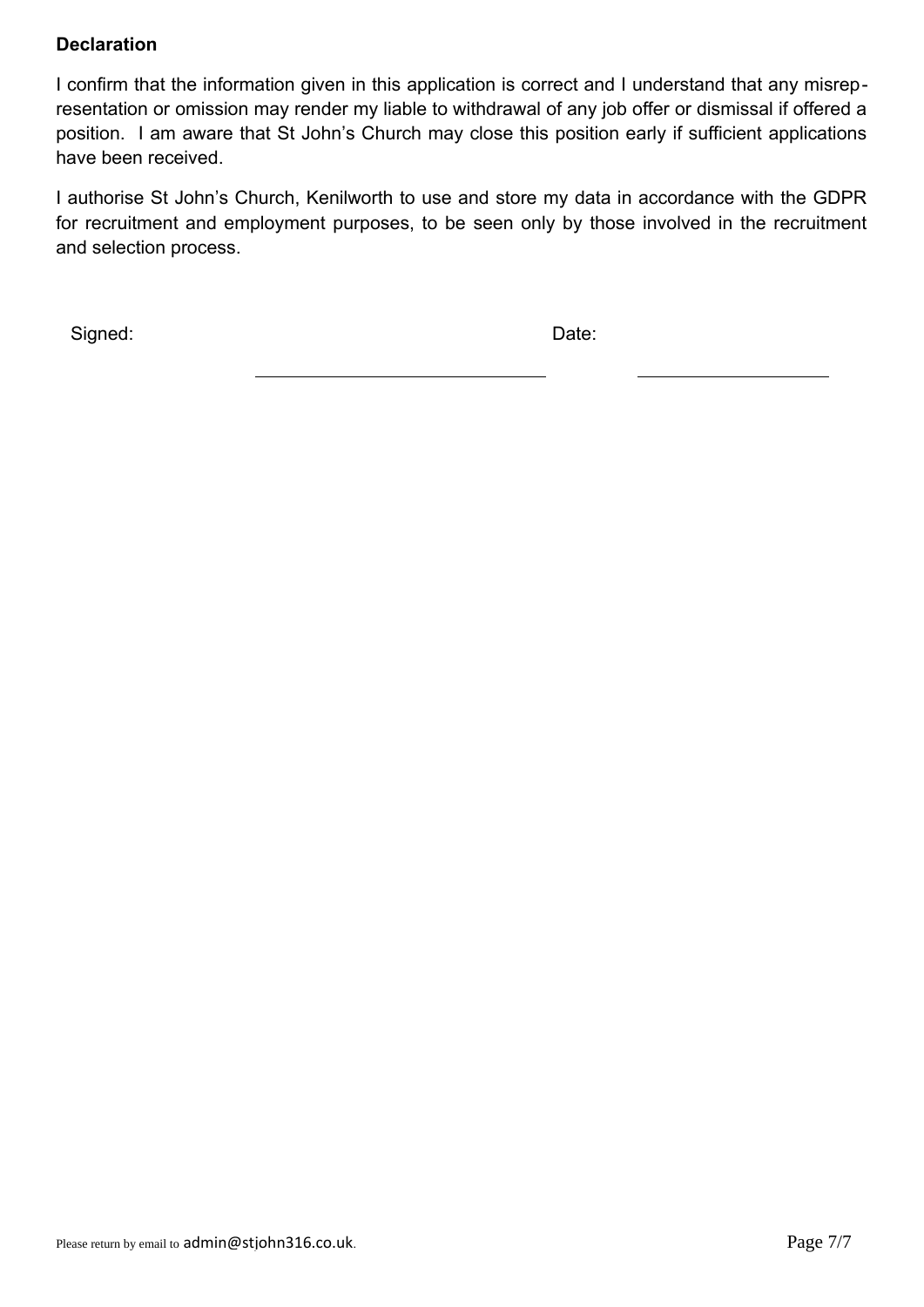**Declaration**

I confirm that the information given in this application is correct and I understand that any misrepresentation or omission may render my liable to withdrawal of any job offer or dismissal if offered a position. I am aware that St John's Church may close this position early if sufficient applications have been received.

I authorise St John's Church, Kenilworth to use and store my data in accordance with the GDPR for recruitment and employment purposes, to be seen only by those involved in the recruitment and selection process.

Signed: \_\_\_\_\_\_\_\_\_\_\_\_\_\_\_\_\_\_\_\_\_\_\_\_\_\_\_\_ Date: \_\_\_\_\_\_\_\_\_\_\_\_\_\_\_\_\_\_

Please return by email to admin@stjohn316.co.uk.